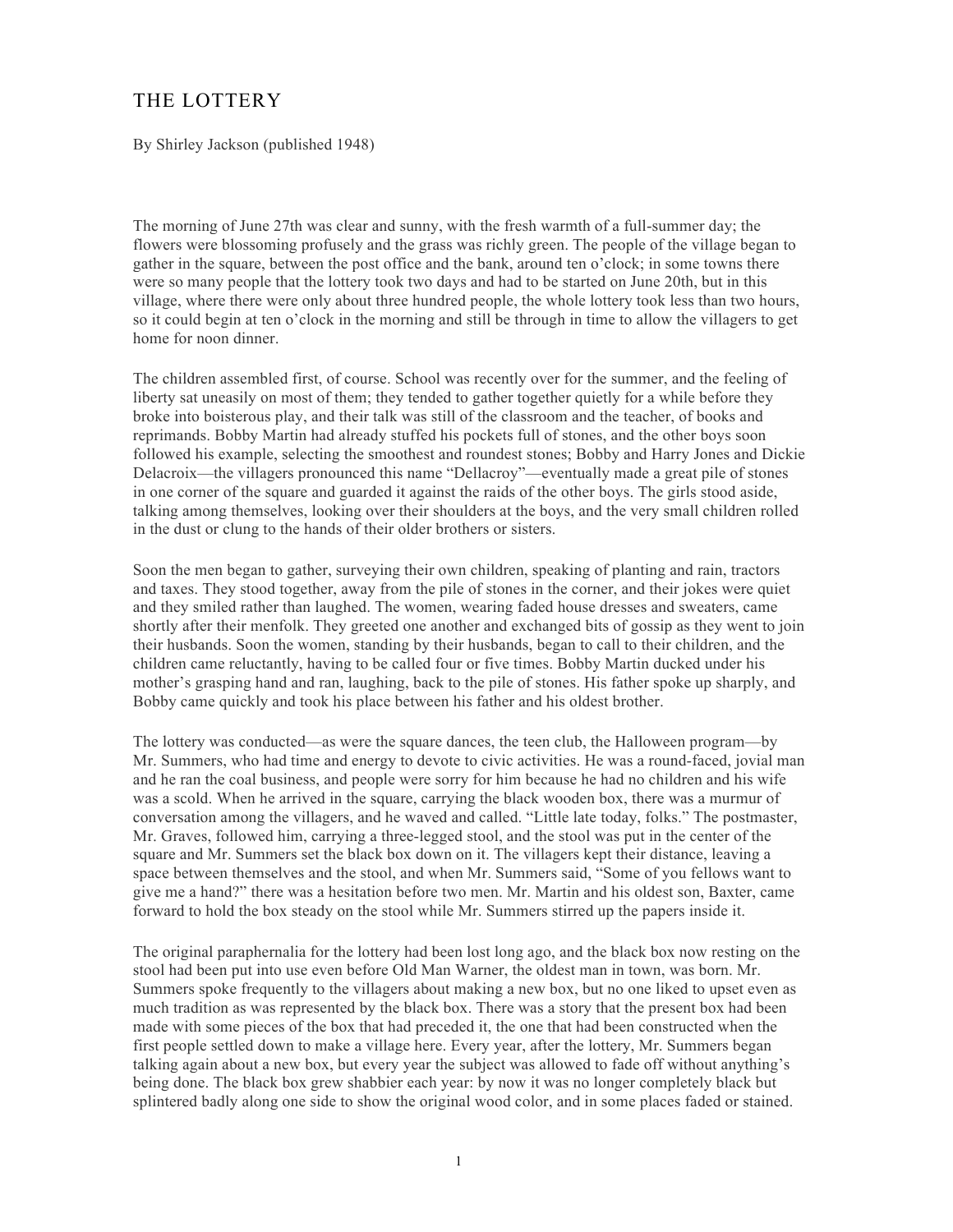# THE LOTTERY

By Shirley Jackson (published 1948)

The morning of June 27th was clear and sunny, with the fresh warmth of a full-summer day; the flowers were blossoming profusely and the grass was richly green. The people of the village began to gather in the square, between the post office and the bank, around ten o'clock; in some towns there were so many people that the lottery took two days and had to be started on June 20th, but in this village, where there were only about three hundred people, the whole lottery took less than two hours, so it could begin at ten o'clock in the morning and still be through in time to allow the villagers to get home for noon dinner.

The children assembled first, of course. School was recently over for the summer, and the feeling of liberty sat uneasily on most of them; they tended to gather together quietly for a while before they broke into boisterous play, and their talk was still of the classroom and the teacher, of books and reprimands. Bobby Martin had already stuffed his pockets full of stones, and the other boys soon followed his example, selecting the smoothest and roundest stones; Bobby and Harry Jones and Dickie Delacroix—the villagers pronounced this name "Dellacroy"—eventually made a great pile of stones in one corner of the square and guarded it against the raids of the other boys. The girls stood aside, talking among themselves, looking over their shoulders at the boys, and the very small children rolled in the dust or clung to the hands of their older brothers or sisters.

Soon the men began to gather, surveying their own children, speaking of planting and rain, tractors and taxes. They stood together, away from the pile of stones in the corner, and their jokes were quiet and they smiled rather than laughed. The women, wearing faded house dresses and sweaters, came shortly after their menfolk. They greeted one another and exchanged bits of gossip as they went to join their husbands. Soon the women, standing by their husbands, began to call to their children, and the children came reluctantly, having to be called four or five times. Bobby Martin ducked under his mother's grasping hand and ran, laughing, back to the pile of stones. His father spoke up sharply, and Bobby came quickly and took his place between his father and his oldest brother.

The lottery was conducted—as were the square dances, the teen club, the Halloween program—by Mr. Summers, who had time and energy to devote to civic activities. He was a round-faced, jovial man and he ran the coal business, and people were sorry for him because he had no children and his wife was a scold. When he arrived in the square, carrying the black wooden box, there was a murmur of conversation among the villagers, and he waved and called. "Little late today, folks." The postmaster, Mr. Graves, followed him, carrying a three-legged stool, and the stool was put in the center of the square and Mr. Summers set the black box down on it. The villagers kept their distance, leaving a space between themselves and the stool, and when Mr. Summers said, "Some of you fellows want to give me a hand?" there was a hesitation before two men. Mr. Martin and his oldest son, Baxter, came forward to hold the box steady on the stool while Mr. Summers stirred up the papers inside it.

The original paraphernalia for the lottery had been lost long ago, and the black box now resting on the stool had been put into use even before Old Man Warner, the oldest man in town, was born. Mr. Summers spoke frequently to the villagers about making a new box, but no one liked to upset even as much tradition as was represented by the black box. There was a story that the present box had been made with some pieces of the box that had preceded it, the one that had been constructed when the first people settled down to make a village here. Every year, after the lottery, Mr. Summers began talking again about a new box, but every year the subject was allowed to fade off without anything's being done. The black box grew shabbier each year: by now it was no longer completely black but splintered badly along one side to show the original wood color, and in some places faded or stained.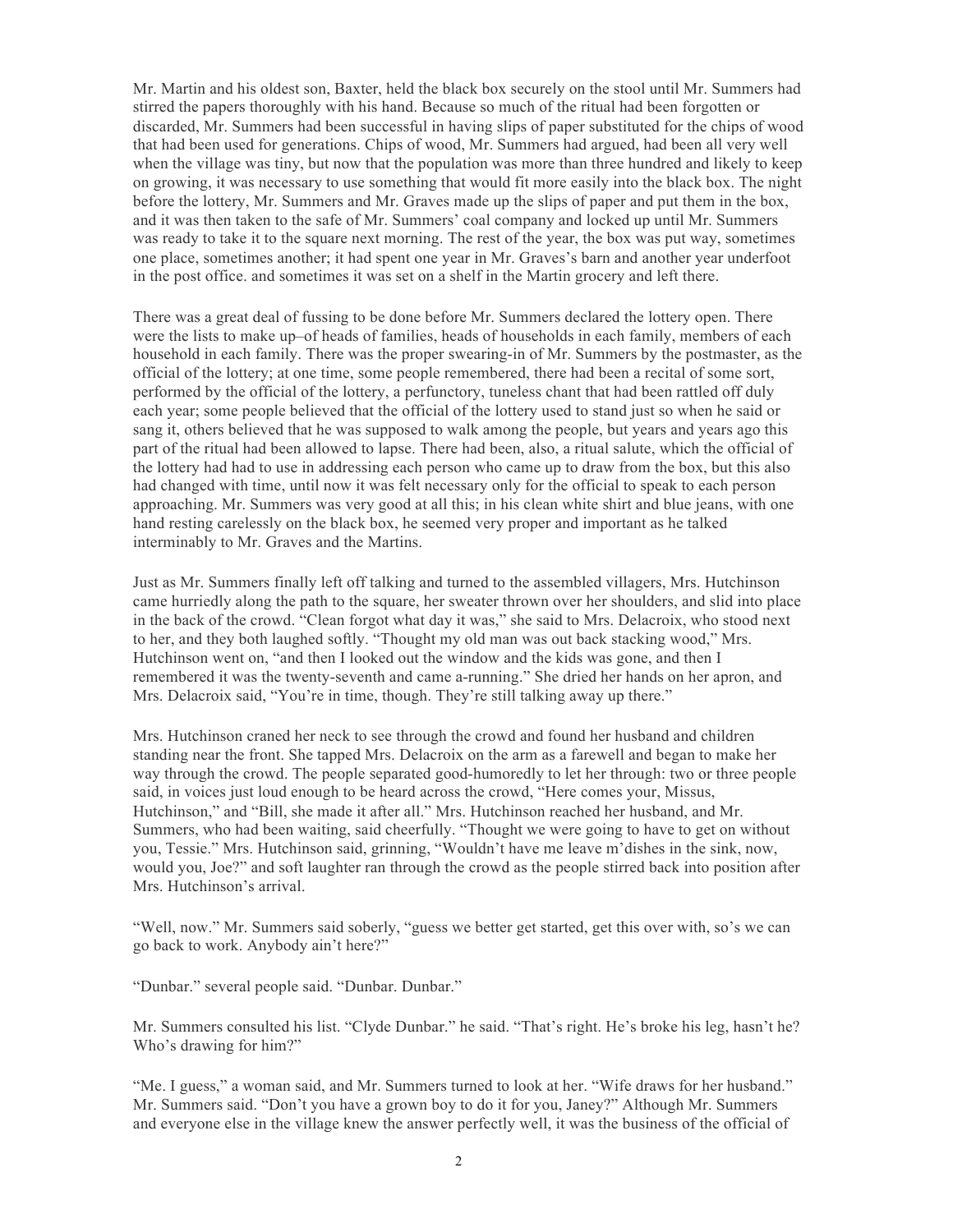Mr. Martin and his oldest son, Baxter, held the black box securely on the stool until Mr. Summers had stirred the papers thoroughly with his hand. Because so much of the ritual had been forgotten or discarded, Mr. Summers had been successful in having slips of paper substituted for the chips of wood that had been used for generations. Chips of wood, Mr. Summers had argued, had been all very well when the village was tiny, but now that the population was more than three hundred and likely to keep on growing, it was necessary to use something that would fit more easily into the black box. The night before the lottery, Mr. Summers and Mr. Graves made up the slips of paper and put them in the box, and it was then taken to the safe of Mr. Summers' coal company and locked up until Mr. Summers was ready to take it to the square next morning. The rest of the year, the box was put way, sometimes one place, sometimes another; it had spent one year in Mr. Graves's barn and another year underfoot in the post office. and sometimes it was set on a shelf in the Martin grocery and left there.

There was a great deal of fussing to be done before Mr. Summers declared the lottery open. There were the lists to make up–of heads of families, heads of households in each family, members of each household in each family. There was the proper swearing-in of Mr. Summers by the postmaster, as the official of the lottery; at one time, some people remembered, there had been a recital of some sort, performed by the official of the lottery, a perfunctory, tuneless chant that had been rattled off duly each year; some people believed that the official of the lottery used to stand just so when he said or sang it, others believed that he was supposed to walk among the people, but years and years ago this part of the ritual had been allowed to lapse. There had been, also, a ritual salute, which the official of the lottery had had to use in addressing each person who came up to draw from the box, but this also had changed with time, until now it was felt necessary only for the official to speak to each person approaching. Mr. Summers was very good at all this; in his clean white shirt and blue jeans, with one hand resting carelessly on the black box, he seemed very proper and important as he talked interminably to Mr. Graves and the Martins.

Just as Mr. Summers finally left off talking and turned to the assembled villagers, Mrs. Hutchinson came hurriedly along the path to the square, her sweater thrown over her shoulders, and slid into place in the back of the crowd. "Clean forgot what day it was," she said to Mrs. Delacroix, who stood next to her, and they both laughed softly. "Thought my old man was out back stacking wood," Mrs. Hutchinson went on, "and then I looked out the window and the kids was gone, and then I remembered it was the twenty-seventh and came a-running." She dried her hands on her apron, and Mrs. Delacroix said, "You're in time, though. They're still talking away up there."

Mrs. Hutchinson craned her neck to see through the crowd and found her husband and children standing near the front. She tapped Mrs. Delacroix on the arm as a farewell and began to make her way through the crowd. The people separated good-humoredly to let her through: two or three people said, in voices just loud enough to be heard across the crowd, "Here comes your, Missus, Hutchinson," and "Bill, she made it after all." Mrs. Hutchinson reached her husband, and Mr. Summers, who had been waiting, said cheerfully. "Thought we were going to have to get on without you, Tessie." Mrs. Hutchinson said, grinning, "Wouldn't have me leave m'dishes in the sink, now, would you, Joe?" and soft laughter ran through the crowd as the people stirred back into position after Mrs. Hutchinson's arrival.

"Well, now." Mr. Summers said soberly, "guess we better get started, get this over with, so's we can go back to work. Anybody ain't here?"

"Dunbar." several people said. "Dunbar. Dunbar."

Mr. Summers consulted his list. "Clyde Dunbar." he said. "That's right. He's broke his leg, hasn't he? Who's drawing for him?"

"Me. I guess," a woman said, and Mr. Summers turned to look at her. "Wife draws for her husband." Mr. Summers said. "Don't you have a grown boy to do it for you, Janey?" Although Mr. Summers and everyone else in the village knew the answer perfectly well, it was the business of the official of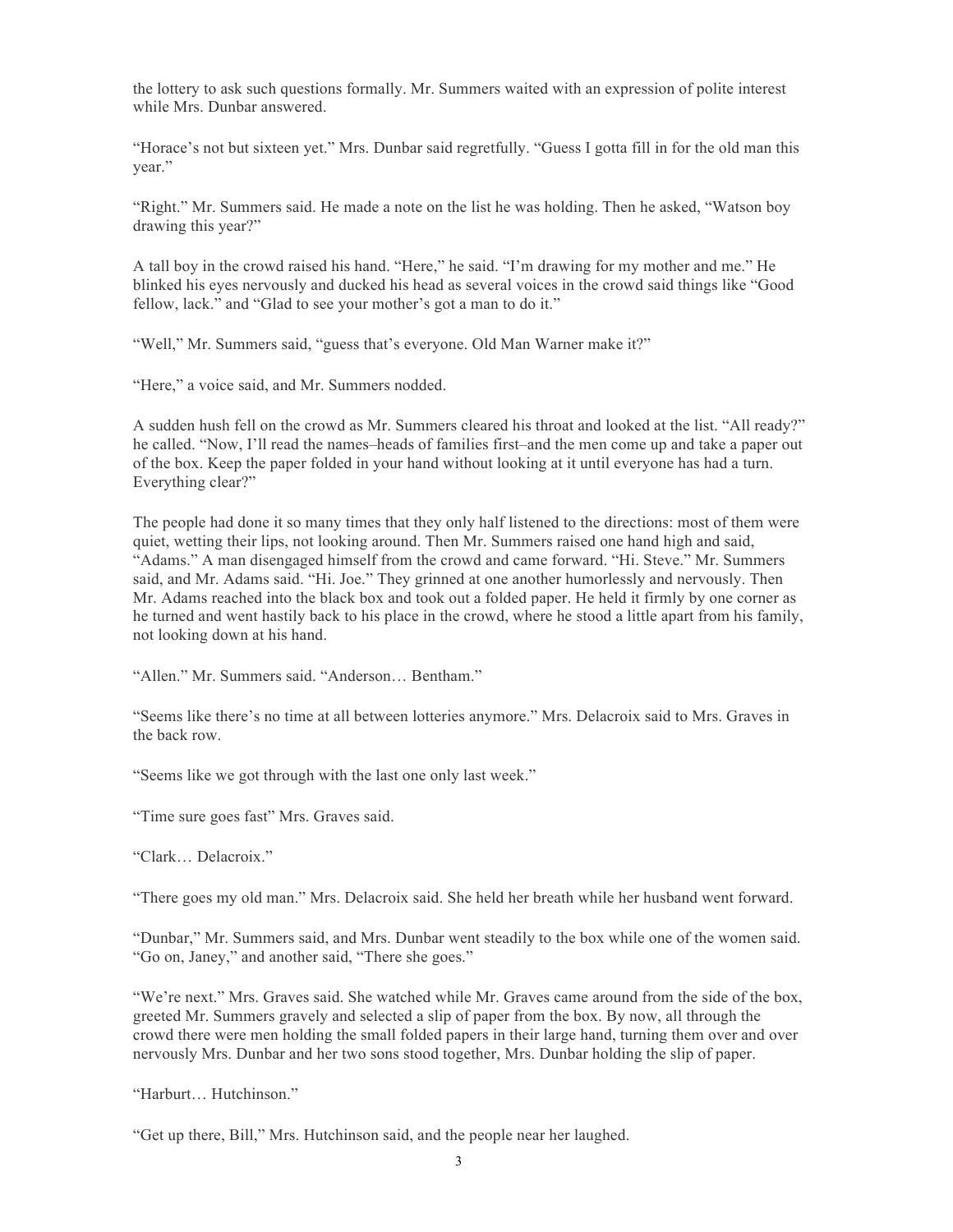the lottery to ask such questions formally. Mr. Summers waited with an expression of polite interest while Mrs. Dunbar answered.

"Horace's not but sixteen yet." Mrs. Dunbar said regretfully. "Guess I gotta fill in for the old man this year."

"Right." Mr. Summers said. He made a note on the list he was holding. Then he asked, "Watson boy drawing this year?"

A tall boy in the crowd raised his hand. "Here," he said. "I'm drawing for my mother and me." He blinked his eyes nervously and ducked his head as several voices in the crowd said things like "Good fellow, lack." and "Glad to see your mother's got a man to do it."

"Well," Mr. Summers said, "guess that's everyone. Old Man Warner make it?"

"Here," a voice said, and Mr. Summers nodded.

A sudden hush fell on the crowd as Mr. Summers cleared his throat and looked at the list. "All ready?" he called. "Now, I'll read the names–heads of families first–and the men come up and take a paper out of the box. Keep the paper folded in your hand without looking at it until everyone has had a turn. Everything clear?"

The people had done it so many times that they only half listened to the directions: most of them were quiet, wetting their lips, not looking around. Then Mr. Summers raised one hand high and said, "Adams." A man disengaged himself from the crowd and came forward. "Hi. Steve." Mr. Summers said, and Mr. Adams said. "Hi. Joe." They grinned at one another humorlessly and nervously. Then Mr. Adams reached into the black box and took out a folded paper. He held it firmly by one corner as he turned and went hastily back to his place in the crowd, where he stood a little apart from his family, not looking down at his hand.

"Allen." Mr. Summers said. "Anderson… Bentham."

"Seems like there's no time at all between lotteries anymore." Mrs. Delacroix said to Mrs. Graves in the back row.

"Seems like we got through with the last one only last week."

"Time sure goes fast" Mrs. Graves said.

"Clark… Delacroix."

"There goes my old man." Mrs. Delacroix said. She held her breath while her husband went forward.

"Dunbar," Mr. Summers said, and Mrs. Dunbar went steadily to the box while one of the women said. "Go on, Janey," and another said, "There she goes."

"We're next." Mrs. Graves said. She watched while Mr. Graves came around from the side of the box, greeted Mr. Summers gravely and selected a slip of paper from the box. By now, all through the crowd there were men holding the small folded papers in their large hand, turning them over and over nervously Mrs. Dunbar and her two sons stood together, Mrs. Dunbar holding the slip of paper.

"Harburt… Hutchinson."

"Get up there, Bill," Mrs. Hutchinson said, and the people near her laughed.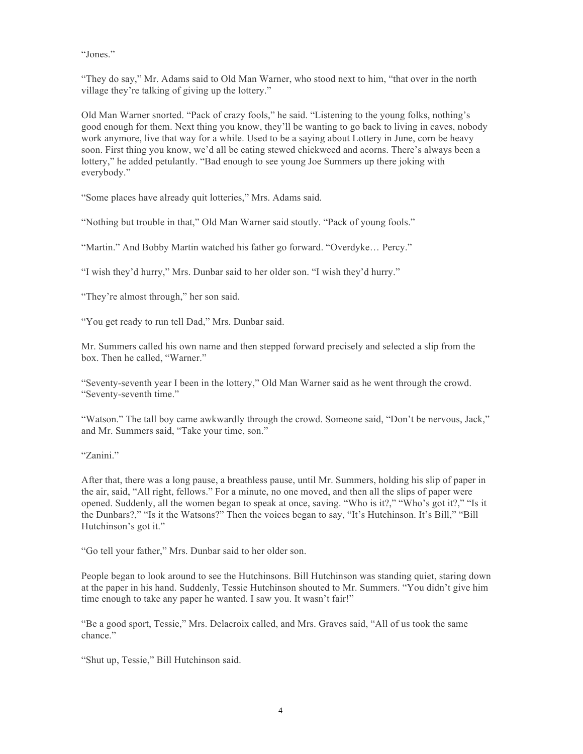"Jones."

"They do say," Mr. Adams said to Old Man Warner, who stood next to him, "that over in the north village they're talking of giving up the lottery."

Old Man Warner snorted. "Pack of crazy fools," he said. "Listening to the young folks, nothing's good enough for them. Next thing you know, they'll be wanting to go back to living in caves, nobody work anymore, live that way for a while. Used to be a saying about Lottery in June, corn be heavy soon. First thing you know, we'd all be eating stewed chickweed and acorns. There's always been a lottery," he added petulantly. "Bad enough to see young Joe Summers up there joking with everybody."

"Some places have already quit lotteries," Mrs. Adams said.

"Nothing but trouble in that," Old Man Warner said stoutly. "Pack of young fools."

"Martin." And Bobby Martin watched his father go forward. "Overdyke… Percy."

"I wish they'd hurry," Mrs. Dunbar said to her older son. "I wish they'd hurry."

"They're almost through," her son said.

"You get ready to run tell Dad," Mrs. Dunbar said.

Mr. Summers called his own name and then stepped forward precisely and selected a slip from the box. Then he called, "Warner."

"Seventy-seventh year I been in the lottery," Old Man Warner said as he went through the crowd. "Seventy-seventh time."

"Watson." The tall boy came awkwardly through the crowd. Someone said, "Don't be nervous, Jack," and Mr. Summers said, "Take your time, son."

"Zanini."

After that, there was a long pause, a breathless pause, until Mr. Summers, holding his slip of paper in the air, said, "All right, fellows." For a minute, no one moved, and then all the slips of paper were opened. Suddenly, all the women began to speak at once, saving. "Who is it?," "Who's got it?," "Is it the Dunbars?," "Is it the Watsons?" Then the voices began to say, "It's Hutchinson. It's Bill," "Bill Hutchinson's got it."

"Go tell your father," Mrs. Dunbar said to her older son.

People began to look around to see the Hutchinsons. Bill Hutchinson was standing quiet, staring down at the paper in his hand. Suddenly, Tessie Hutchinson shouted to Mr. Summers. "You didn't give him time enough to take any paper he wanted. I saw you. It wasn't fair!"

"Be a good sport, Tessie," Mrs. Delacroix called, and Mrs. Graves said, "All of us took the same chance."

"Shut up, Tessie," Bill Hutchinson said.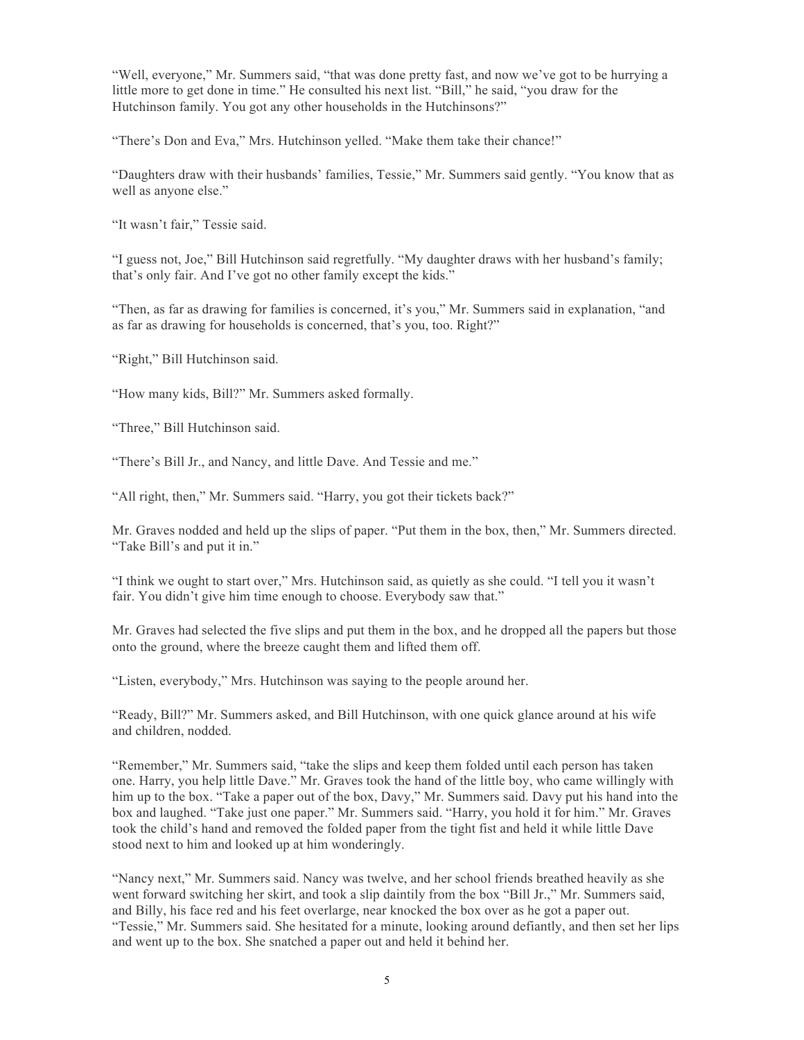"Well, everyone," Mr. Summers said, "that was done pretty fast, and now we've got to be hurrying a little more to get done in time." He consulted his next list. "Bill," he said, "you draw for the Hutchinson family. You got any other households in the Hutchinsons?"

"There's Don and Eva," Mrs. Hutchinson yelled. "Make them take their chance!"

"Daughters draw with their husbands' families, Tessie," Mr. Summers said gently. "You know that as well as anyone else."

"It wasn't fair," Tessie said.

"I guess not, Joe," Bill Hutchinson said regretfully. "My daughter draws with her husband's family; that's only fair. And I've got no other family except the kids."

"Then, as far as drawing for families is concerned, it's you," Mr. Summers said in explanation, "and as far as drawing for households is concerned, that's you, too. Right?"

"Right," Bill Hutchinson said.

"How many kids, Bill?" Mr. Summers asked formally.

"Three," Bill Hutchinson said.

"There's Bill Jr., and Nancy, and little Dave. And Tessie and me."

"All right, then," Mr. Summers said. "Harry, you got their tickets back?"

Mr. Graves nodded and held up the slips of paper. "Put them in the box, then," Mr. Summers directed. "Take Bill's and put it in."

"I think we ought to start over," Mrs. Hutchinson said, as quietly as she could. "I tell you it wasn't fair. You didn't give him time enough to choose. Everybody saw that."

Mr. Graves had selected the five slips and put them in the box, and he dropped all the papers but those onto the ground, where the breeze caught them and lifted them off.

"Listen, everybody," Mrs. Hutchinson was saying to the people around her.

"Ready, Bill?" Mr. Summers asked, and Bill Hutchinson, with one quick glance around at his wife and children, nodded.

"Remember," Mr. Summers said, "take the slips and keep them folded until each person has taken one. Harry, you help little Dave." Mr. Graves took the hand of the little boy, who came willingly with him up to the box. "Take a paper out of the box, Davy," Mr. Summers said. Davy put his hand into the box and laughed. "Take just one paper." Mr. Summers said. "Harry, you hold it for him." Mr. Graves took the child's hand and removed the folded paper from the tight fist and held it while little Dave stood next to him and looked up at him wonderingly.

"Nancy next," Mr. Summers said. Nancy was twelve, and her school friends breathed heavily as she went forward switching her skirt, and took a slip daintily from the box "Bill Jr.," Mr. Summers said, and Billy, his face red and his feet overlarge, near knocked the box over as he got a paper out. "Tessie," Mr. Summers said. She hesitated for a minute, looking around defiantly, and then set her lips and went up to the box. She snatched a paper out and held it behind her.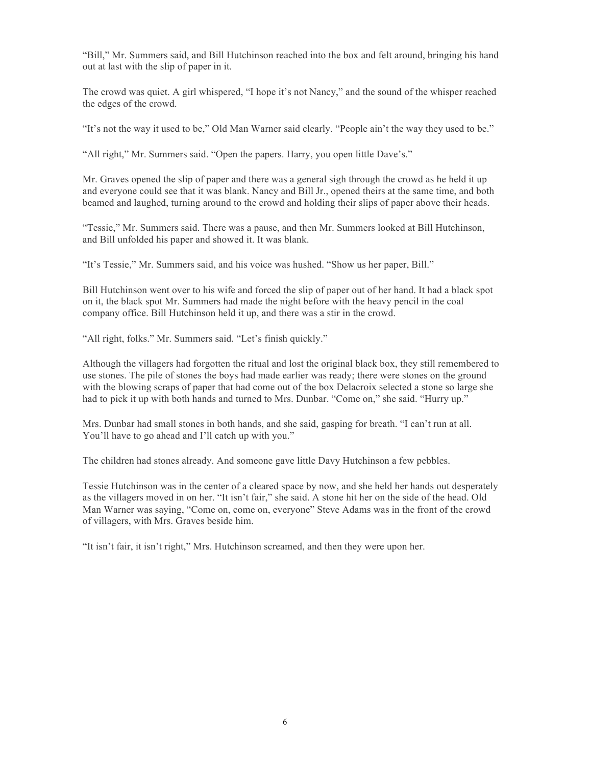"Bill," Mr. Summers said, and Bill Hutchinson reached into the box and felt around, bringing his hand out at last with the slip of paper in it.

The crowd was quiet. A girl whispered, "I hope it's not Nancy," and the sound of the whisper reached the edges of the crowd.

"It's not the way it used to be," Old Man Warner said clearly. "People ain't the way they used to be."

"All right," Mr. Summers said. "Open the papers. Harry, you open little Dave's."

Mr. Graves opened the slip of paper and there was a general sigh through the crowd as he held it up and everyone could see that it was blank. Nancy and Bill Jr., opened theirs at the same time, and both beamed and laughed, turning around to the crowd and holding their slips of paper above their heads.

"Tessie," Mr. Summers said. There was a pause, and then Mr. Summers looked at Bill Hutchinson, and Bill unfolded his paper and showed it. It was blank.

"It's Tessie," Mr. Summers said, and his voice was hushed. "Show us her paper, Bill."

Bill Hutchinson went over to his wife and forced the slip of paper out of her hand. It had a black spot on it, the black spot Mr. Summers had made the night before with the heavy pencil in the coal company office. Bill Hutchinson held it up, and there was a stir in the crowd.

"All right, folks." Mr. Summers said. "Let's finish quickly."

Although the villagers had forgotten the ritual and lost the original black box, they still remembered to use stones. The pile of stones the boys had made earlier was ready; there were stones on the ground with the blowing scraps of paper that had come out of the box Delacroix selected a stone so large she had to pick it up with both hands and turned to Mrs. Dunbar. "Come on," she said. "Hurry up."

Mrs. Dunbar had small stones in both hands, and she said, gasping for breath. "I can't run at all. You'll have to go ahead and I'll catch up with you."

The children had stones already. And someone gave little Davy Hutchinson a few pebbles.

Tessie Hutchinson was in the center of a cleared space by now, and she held her hands out desperately as the villagers moved in on her. "It isn't fair," she said. A stone hit her on the side of the head. Old Man Warner was saying, "Come on, come on, everyone" Steve Adams was in the front of the crowd of villagers, with Mrs. Graves beside him.

"It isn't fair, it isn't right," Mrs. Hutchinson screamed, and then they were upon her.